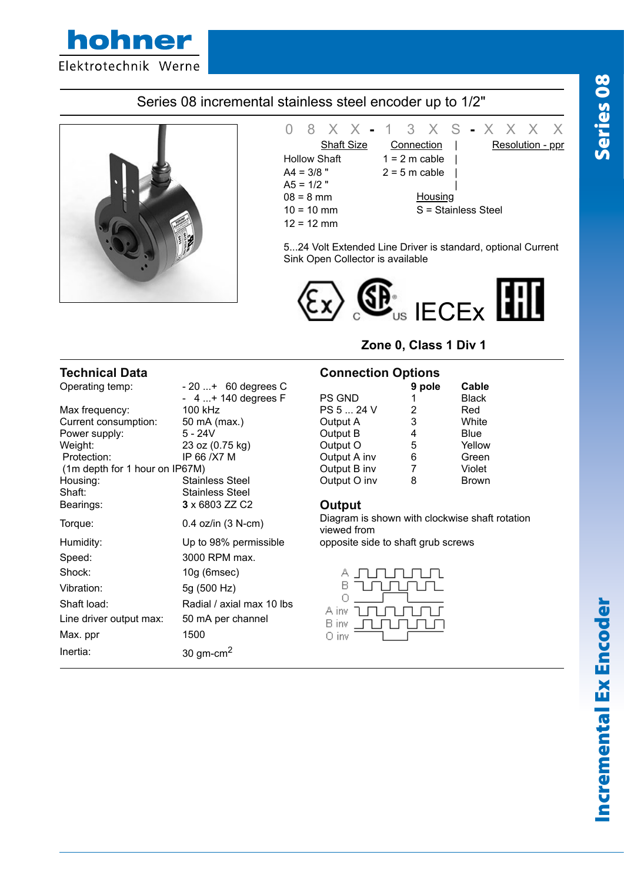hohner

Elektrotechnik Werne

Series 08

# Series 08 incremental stainless steel encoder up to 1/2"

0 8 X X - 1 3 X S - X X X X

| Shaft Size | Connection | Resolution - ppr |
|---|---|---|
| Hollow Shaft | 1 = 2 m cable | |
| A4 = 3/8 " | 2 = 5 m cable | |
| A5 = 1/2 " | | |
| 08 = 8 mm | Housing | |
| 10 = 10 mm | S = Stainless Steel | |
| 12 = 12 mm | | |

5...24 Volt Extended Line Driver is standard, optional Current Sink Open Collector is available

IECEx

**Zone 0, Class 1 Div 1**

## Technical Data

| | |
|---|---|
| Operating temp: | - 20 ...+ 60 degrees C<br>- 4 ...+ 140 degrees F |
| Max frequency: | 100 kHz |
| Current consumption: | 50 mA (max.) |
| Power supply: | 5 - 24V |
| Weight: | 23 oz (0.75 kg) |
| Protection: (1m depth for 1 hour on IP67M) | IP 66 /X7 M |
| Housing: | Stainless Steel |
| Shaft: | Stainless Steel |
| Bearings: | **3** x 6803 ZZ C2 |
| Torque: | 0.4 oz/in (3 N-cm) |
| Humidity: | Up to 98% permissible |
| Speed: | 3000 RPM max. |
| Shock: | 10g (6msec) |
| Vibration: | 5g (500 Hz) |
| Shaft load: | Radial / axial max 10 lbs |
| Line driver output max: | 50 mA per channel |
| Max. ppr | 1500 |
| Inertia: | 30 gm-cm$^2$ |

## Connection Options

| | 9 pole | Cable |
|---|---|---|
| PS GND | 1 | Black |
| PS 5 ... 24 V | 2 | Red |
| Output A | 3 | White |
| Output B | 4 | Blue |
| Output O | 5 | Yellow |
| Output A inv | 6 | Green |
| Output B inv | 7 | Violet |
| Output O inv | 8 | Brown |

## Output

Diagram is shown with clockwise shaft rotation viewed from opposite side to shaft grub screws

A
B
O
A inv
B inv
O inv

Incremental Ex Encoder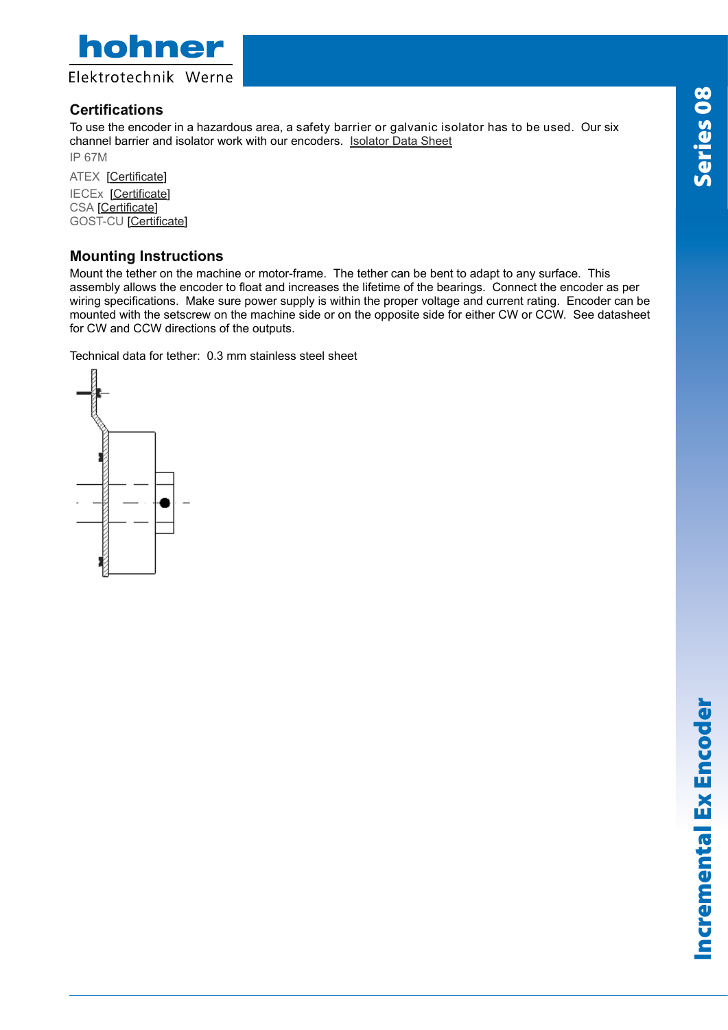## Certifications

To use the encoder in a hazardous area, a safety barrier or galvanic isolator has to be used. Our six channel barrier and isolator work with our encoders. Isolator Data Sheet

IP 67M

ATEX [Certificate]

IECEx [Certificate]

CSA [Certificate]

GOST-CU [Certificate]

## Mounting Instructions

Mount the tether on the machine or motor-frame. The tether can be bent to adapt to any surface. This assembly allows the encoder to float and increases the lifetime of the bearings. Connect the encoder as per wiring specifications. Make sure power supply is within the proper voltage and current rating. Encoder can be mounted with the setscrew on the machine side or on the opposite side for either CW or CCW. See datasheet for CW and CCW directions of the outputs.

Technical data for tether: 0.3 mm stainless steel sheet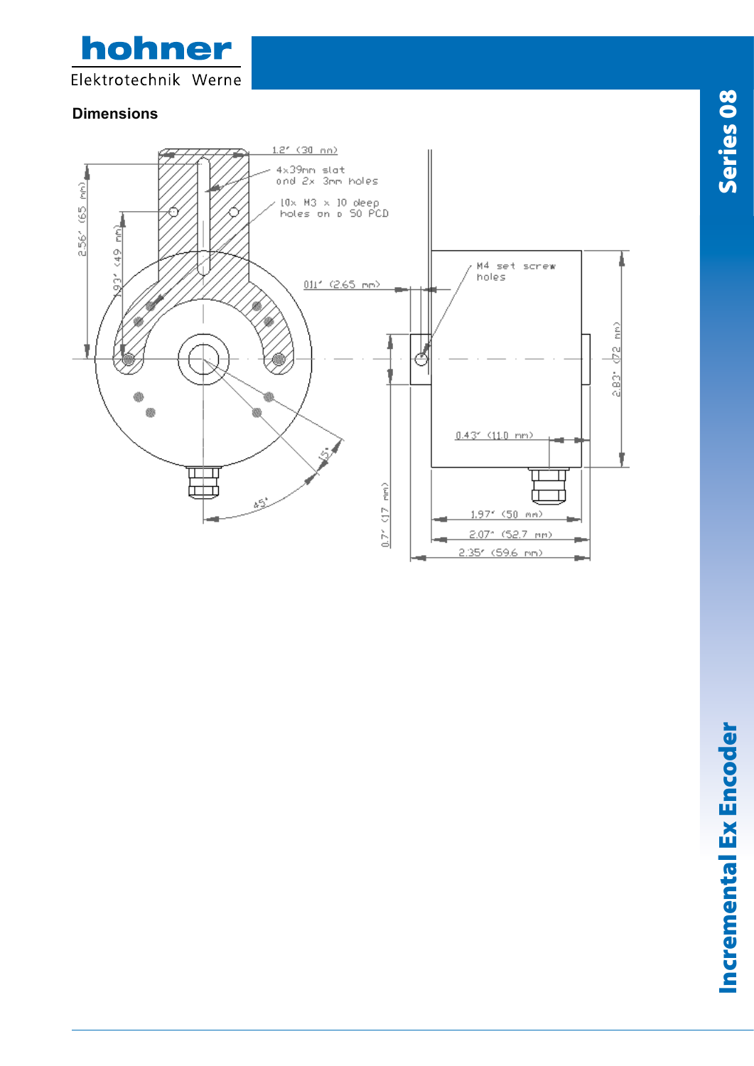## Dimensions

1.2″ (30 mm)

4x39mm slot and 2x 3mm holes

10x M3 x 10 deep holes on ⌀ 50 PCD

2.56″ (65 mm)

1.93″ (49 mm)

0.11″ (2.65 mm)

M4 set screw holes

15°

45°

0.7″ (17 mm)

2.83″ (72 mm)

0.43″ (11.0 mm)

1.97″ (50 mm)

2.07″ (52.7 mm)

2.35″ (59.6 mm)